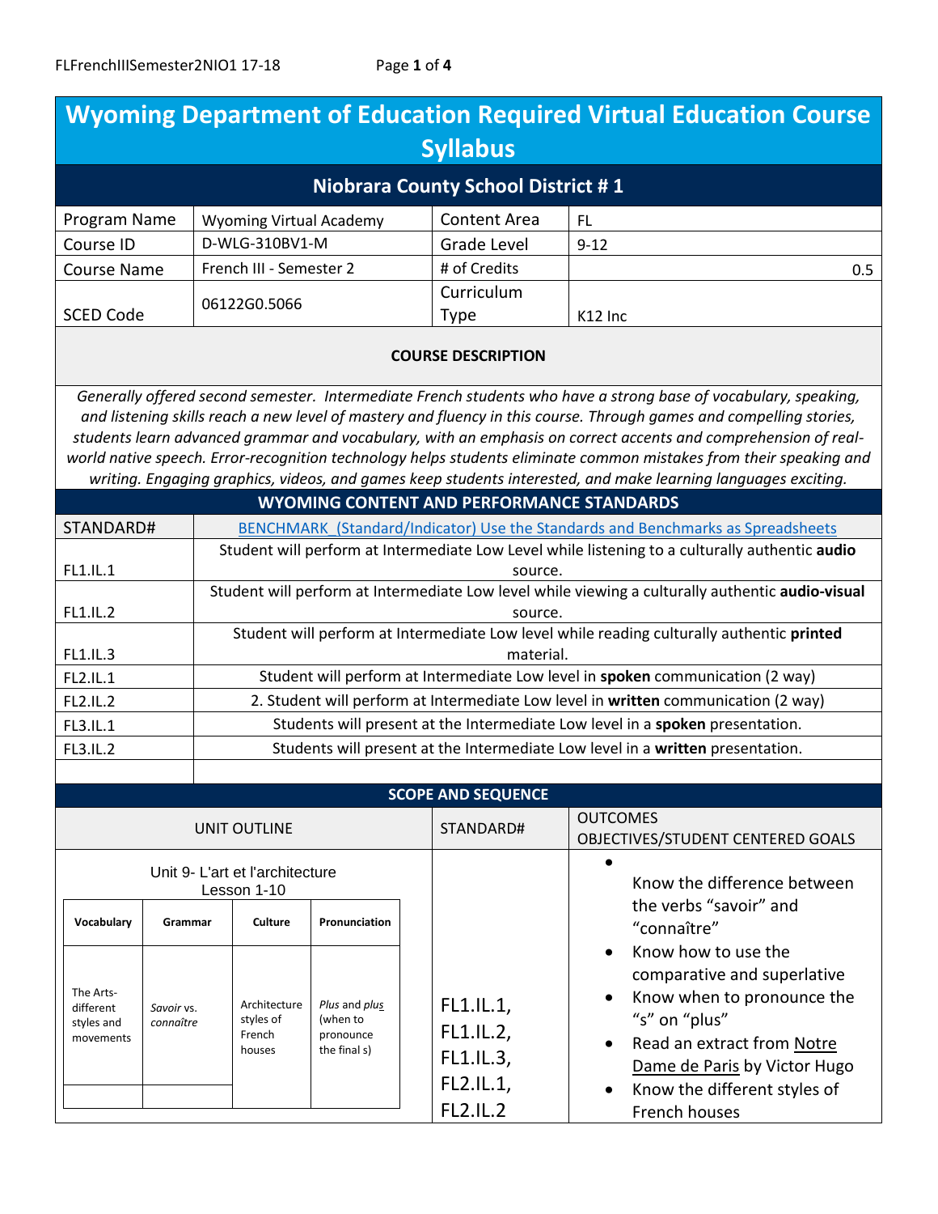# Wyoming Department of Education Required Virtual Education Course Syllabus

## Niobrara County School District # 1

| | | | |
|---|---|---|---|
| Program Name | Wyoming Virtual Academy | Content Area | FL |
| Course ID | D-WLG-310BV1-M | Grade Level | 9-12 |
| Course Name | French III - Semester 2 | # of Credits | 0.5 |
| SCED Code | 06122G0.5066 | Curriculum Type | K12 Inc |

### COURSE DESCRIPTION

*Generally offered second semester. Intermediate French students who have a strong base of vocabulary, speaking, and listening skills reach a new level of mastery and fluency in this course. Through games and compelling stories, students learn advanced grammar and vocabulary, with an emphasis on correct accents and comprehension of real-world native speech. Error-recognition technology helps students eliminate common mistakes from their speaking and writing. Engaging graphics, videos, and games keep students interested, and make learning languages exciting.*

### WYOMING CONTENT AND PERFORMANCE STANDARDS

| STANDARD# | BENCHMARK (Standard/Indicator) Use the Standards and Benchmarks as Spreadsheets |
|---|---|
| FL1.IL.1 | Student will perform at Intermediate Low Level while listening to a culturally authentic **audio** source. |
| FL1.IL.2 | Student will perform at Intermediate Low level while viewing a culturally authentic **audio-visual** source. |
| FL1.IL.3 | Student will perform at Intermediate Low level while reading culturally authentic **printed** material. |
| FL2.IL.1 | Student will perform at Intermediate Low level in **spoken** communication (2 way) |
| FL2.IL.2 | 2. Student will perform at Intermediate Low level in **written** communication (2 way) |
| FL3.IL.1 | Students will present at the Intermediate Low level in a **spoken** presentation. |
| FL3.IL.2 | Students will present at the Intermediate Low level in a **written** presentation. |
| | |

### SCOPE AND SEQUENCE

| UNIT OUTLINE | STANDARD# | OUTCOMES OBJECTIVES/STUDENT CENTERED GOALS |
|---|---|---|
| Unit 9- L'art et l'architecture Lesson 1-10<br><br>**Vocabulary:** The Arts- different styles and movements<br>**Grammar:** *Savoir* vs. *connaître*<br>**Culture:** Architecture styles of French houses<br>**Pronunciation:** *Plus* and *plus* (when to pronounce the final s) | FL1.IL.1, FL1.IL.2, FL1.IL.3, FL2.IL.1, FL2.IL.2 | • Know the difference between the verbs "savoir" and "connaître"<br>• Know how to use the comparative and superlative<br>• Know when to pronounce the "s" on "plus"<br>• Read an extract from Notre Dame de Paris by Victor Hugo<br>• Know the different styles of French houses |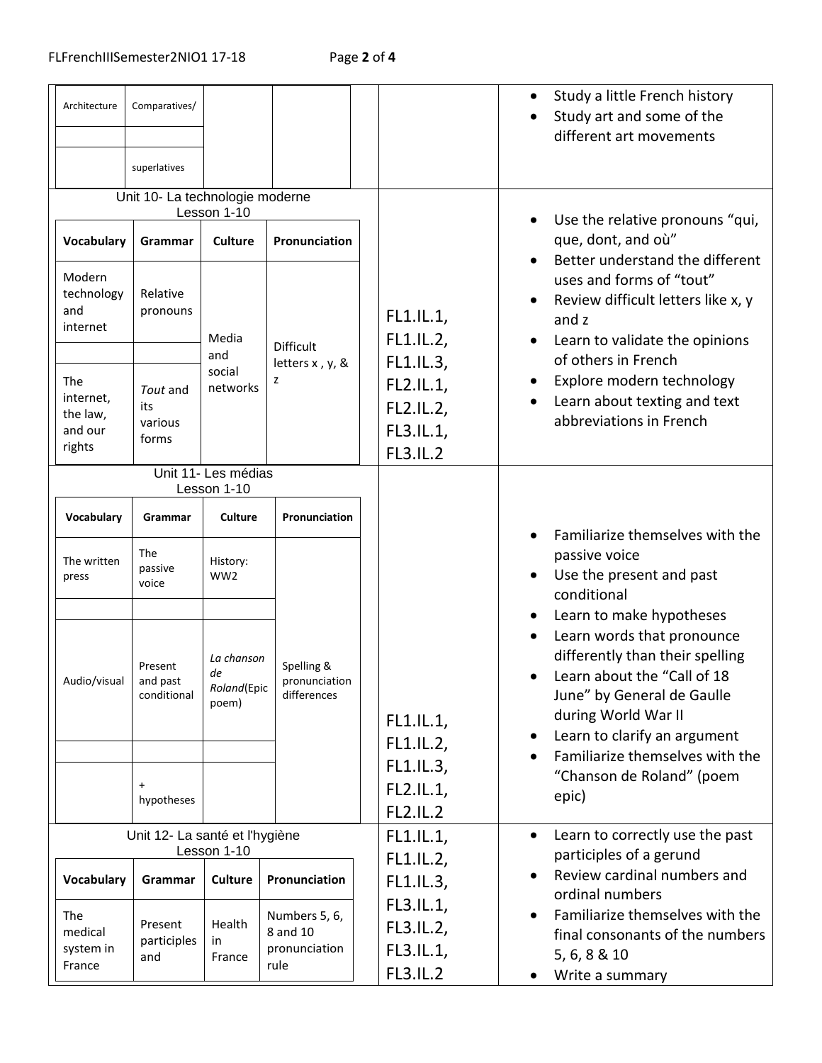| Architecture | Comparatives/ | | |
|---|---|---|---|
| | | | |
| | superlatives | | |

- Study a little French history
- Study art and some of the different art movements

**Unit 10- La technologie moderne**
Lesson 1-10

| Vocabulary | Grammar | Culture | Pronunciation |
|---|---|---|---|
| Modern technology and internet | Relative pronouns | Media and social networks | Difficult letters x , y, & z |
| | | | |
| The internet, the law, and our rights | *Tout* and its various forms | | |

FL1.IL.1, FL1.IL.2, FL1.IL.3, FL2.IL.1, FL2.IL.2, FL3.IL.1, FL3.IL.2

- Use the relative pronouns "qui, que, dont, and où"
- Better understand the different uses and forms of "tout"
- Review difficult letters like x, y and z
- Learn to validate the opinions of others in French
- Explore modern technology
- Learn about texting and text abbreviations in French

**Unit 11- Les médias**
Lesson 1-10

| Vocabulary | Grammar | Culture | Pronunciation |
|---|---|---|---|
| The written press | The passive voice | History: WW2 | Spelling & pronunciation differences |
| | | | |
| Audio/visual | Present and past conditional | *La chanson de Roland*(Epic poem) | |
| | | | |
| | + hypotheses | | |

FL1.IL.1, FL1.IL.2, FL1.IL.3, FL2.IL.1, FL2.IL.2

- Familiarize themselves with the passive voice
- Use the present and past conditional
- Learn to make hypotheses
- Learn words that pronounce differently than their spelling
- Learn about the "Call of 18 June" by General de Gaulle during World War II
- Learn to clarify an argument
- Familiarize themselves with the "Chanson de Roland" (poem epic)

**Unit 12- La santé et l'hygiène**
Lesson 1-10

| Vocabulary | Grammar | Culture | Pronunciation |
|---|---|---|---|
| The medical system in France | Present participles and | Health in France | Numbers 5, 6, 8 and 10 pronunciation rule |

FL1.IL.1, FL1.IL.2, FL1.IL.3, FL3.IL.1, FL3.IL.2, FL3.IL.1, FL3.IL.2

- Learn to correctly use the past participles of a gerund
- Review cardinal numbers and ordinal numbers
- Familiarize themselves with the final consonants of the numbers 5, 6, 8 & 10
- Write a summary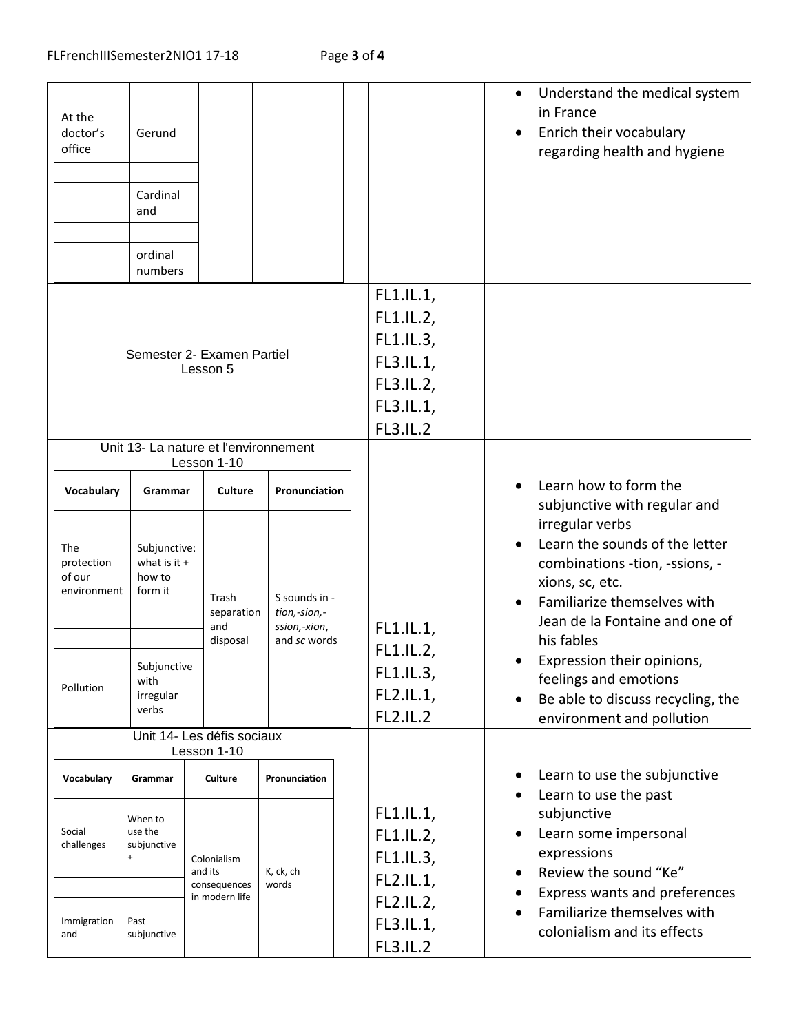| | | | | | |
|---|---|---|---|---|---|
| At the doctor's office | Gerund | | | | <ul><li>Understand the medical system in France</li><li>Enrich their vocabulary regarding health and hygiene</li></ul> |
| | Cardinal and | | | | |
| | ordinal numbers | | | | |
| Semester 2- Examen Partiel Lesson 5 | | | | FL1.IL.1, FL1.IL.2, FL1.IL.3, FL3.IL.1, FL3.IL.2, FL3.IL.1, FL3.IL.2 | |
| Unit 13- La nature et l'environnement Lesson 1-10 | | | | | |
| **Vocabulary** | **Grammar** | **Culture** | **Pronunciation** | | |
| The protection of our environment | Subjunctive: what is it + how to form it | Trash separation and disposal | S sounds in *-tion,-sion,-ssion,-xion*, and *sc* words | FL1.IL.1, FL1.IL.2, FL1.IL.3, FL2.IL.1, FL2.IL.2 | <ul><li>Learn how to form the subjunctive with regular and irregular verbs</li><li>Learn the sounds of the letter combinations -tion, -ssions, -xions, sc, etc.</li><li>Familiarize themselves with Jean de la Fontaine and one of his fables</li><li>Expression their opinions, feelings and emotions</li><li>Be able to discuss recycling, the environment and pollution</li></ul> |
| Pollution | Subjunctive with irregular verbs | | | | |
| Unit 14- Les défis sociaux Lesson 1-10 | | | | | |
| **Vocabulary** | **Grammar** | **Culture** | **Pronunciation** | | |
| Social challenges | When to use the subjunctive + | Colonialism and its consequences in modern life | K, ck, ch words | FL1.IL.1, FL1.IL.2, FL1.IL.3, FL2.IL.1, FL2.IL.2, FL3.IL.1, FL3.IL.2 | <ul><li>Learn to use the subjunctive</li><li>Learn to use the past subjunctive</li><li>Learn some impersonal expressions</li><li>Review the sound "Ke"</li><li>Express wants and preferences</li><li>Familiarize themselves with colonialism and its effects</li></ul> |
| Immigration and | Past subjunctive | | | | |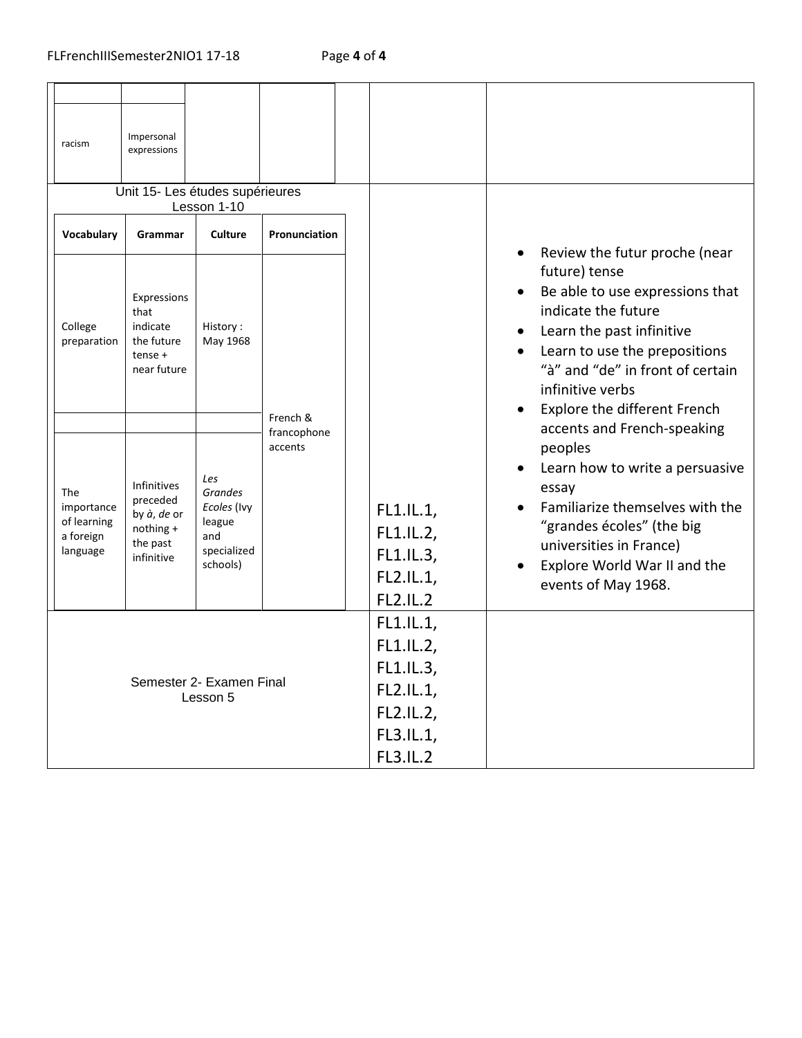| | | | | | |
|---|---|---|---|---|---|
| racism | Impersonal expressions | | | | |

| Unit 15- Les études supérieures Lesson 1-10 | | | | | |
|---|---|---|---|---|---|
| **Vocabulary** | **Grammar** | **Culture** | **Pronunciation** | | |
| College preparation | Expressions that indicate the future tense + near future | History : May 1968 | French & francophone accents | FL1.IL.1, FL1.IL.2, FL1.IL.3, FL2.IL.1, FL2.IL.2 | • Review the futur proche (near future) tense<br>• Be able to use expressions that indicate the future<br>• Learn the past infinitive<br>• Learn to use the prepositions "à" and "de" in front of certain infinitive verbs<br>• Explore the different French accents and French-speaking peoples<br>• Learn how to write a persuasive essay<br>• Familiarize themselves with the "grandes écoles" (the big universities in France)<br>• Explore World War II and the events of May 1968. |
| The importance of learning a foreign language | Infinitives preceded by *à*, *de* or nothing + the past infinitive | *Les Grandes Ecoles* (Ivy league and specialized schools) | | | |
| Semester 2- Examen Final Lesson 5 | | | | FL1.IL.1, FL1.IL.2, FL1.IL.3, FL2.IL.1, FL2.IL.2, FL3.IL.1, FL3.IL.2 | |